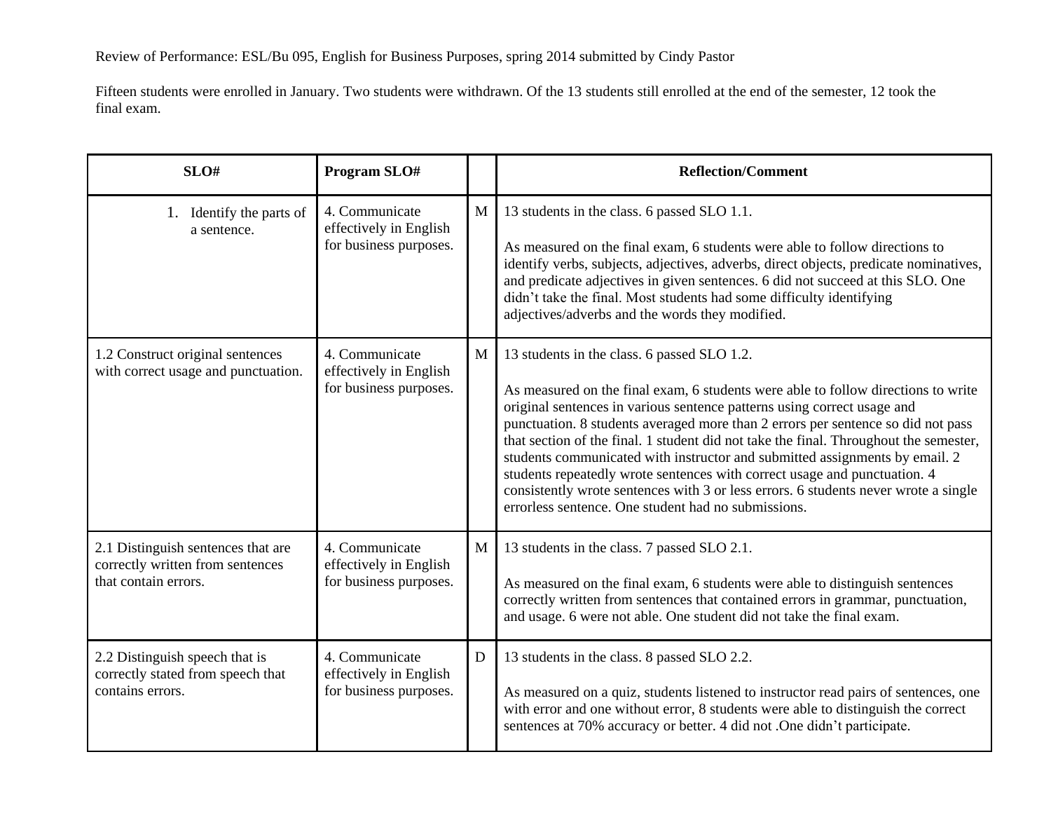Review of Performance: ESL/Bu 095, English for Business Purposes, spring 2014 submitted by Cindy Pastor

Fifteen students were enrolled in January. Two students were withdrawn. Of the 13 students still enrolled at the end of the semester, 12 took the final exam.

| SLO# | Program SLO# | | Reflection/Comment |
|---|---|---|---|
| 1. Identify the parts of a sentence. | 4. Communicate effectively in English for business purposes. | M | 13 students in the class. 6 passed SLO 1.1.<br><br>As measured on the final exam, 6 students were able to follow directions to identify verbs, subjects, adjectives, adverbs, direct objects, predicate nominatives, and predicate adjectives in given sentences. 6 did not succeed at this SLO. One didn't take the final. Most students had some difficulty identifying adjectives/adverbs and the words they modified. |
| 1.2 Construct original sentences with correct usage and punctuation. | 4. Communicate effectively in English for business purposes. | M | 13 students in the class. 6 passed SLO 1.2.<br><br>As measured on the final exam, 6 students were able to follow directions to write original sentences in various sentence patterns using correct usage and punctuation. 8 students averaged more than 2 errors per sentence so did not pass that section of the final. 1 student did not take the final. Throughout the semester, students communicated with instructor and submitted assignments by email. 2 students repeatedly wrote sentences with correct usage and punctuation. 4 consistently wrote sentences with 3 or less errors. 6 students never wrote a single errorless sentence. One student had no submissions. |
| 2.1 Distinguish sentences that are correctly written from sentences that contain errors. | 4. Communicate effectively in English for business purposes. | M | 13 students in the class. 7 passed SLO 2.1.<br><br>As measured on the final exam, 6 students were able to distinguish sentences correctly written from sentences that contained errors in grammar, punctuation, and usage. 6 were not able. One student did not take the final exam. |
| 2.2 Distinguish speech that is correctly stated from speech that contains errors. | 4. Communicate effectively in English for business purposes. | D | 13 students in the class. 8 passed SLO 2.2.<br><br>As measured on a quiz, students listened to instructor read pairs of sentences, one with error and one without error, 8 students were able to distinguish the correct sentences at 70% accuracy or better. 4 did not .One didn't participate. |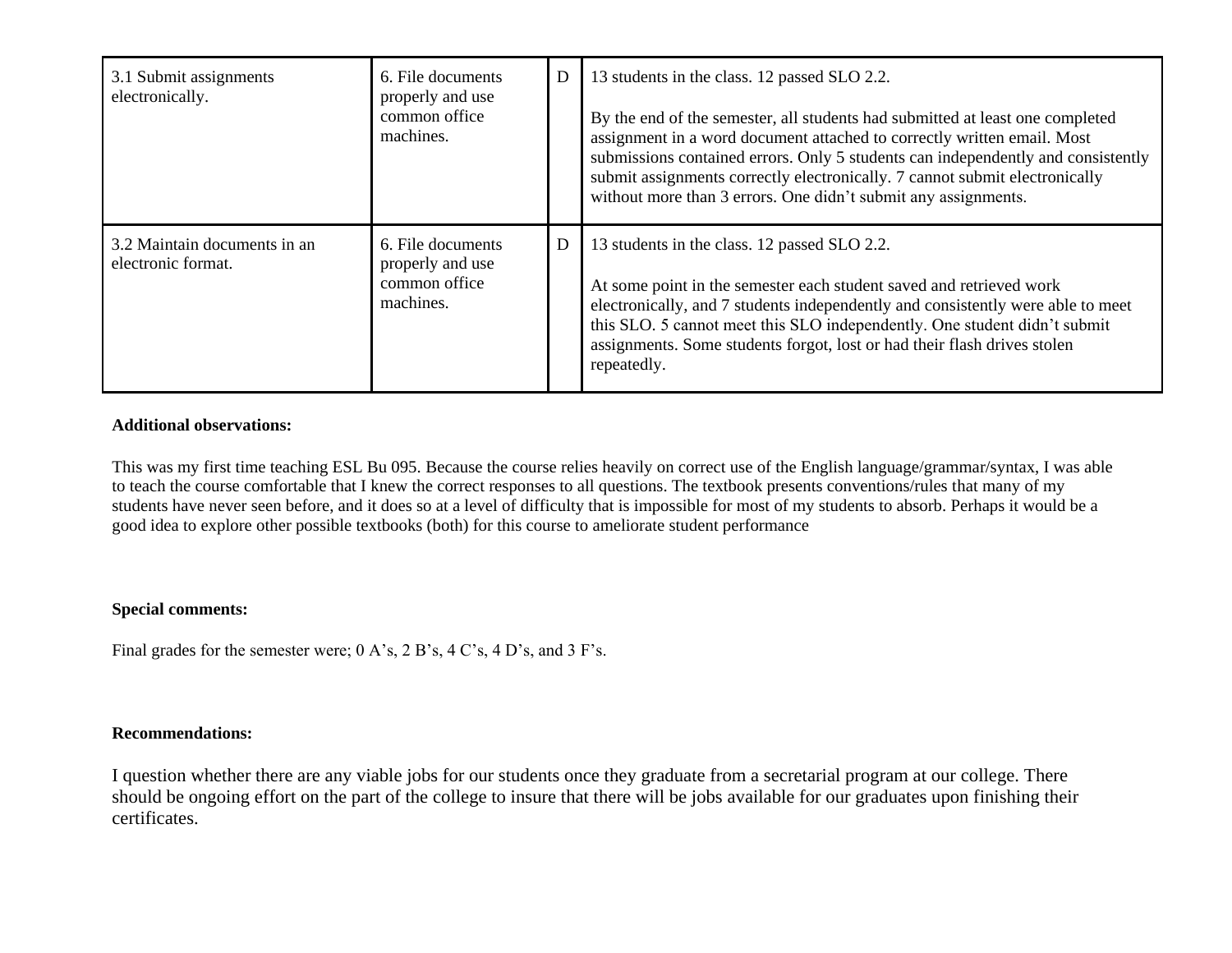| | | | |
|---|---|---|---|
| 3.1 Submit assignments electronically. | 6. File documents properly and use common office machines. | D | 13 students in the class. 12 passed SLO 2.2.<br><br>By the end of the semester, all students had submitted at least one completed assignment in a word document attached to correctly written email. Most submissions contained errors. Only 5 students can independently and consistently submit assignments correctly electronically. 7 cannot submit electronically without more than 3 errors. One didn't submit any assignments. |
| 3.2 Maintain documents in an electronic format. | 6. File documents properly and use common office machines. | D | 13 students in the class. 12 passed SLO 2.2.<br><br>At some point in the semester each student saved and retrieved work electronically, and 7 students independently and consistently were able to meet this SLO. 5 cannot meet this SLO independently. One student didn't submit assignments. Some students forgot, lost or had their flash drives stolen repeatedly. |

**Additional observations:**

This was my first time teaching ESL Bu 095. Because the course relies heavily on correct use of the English language/grammar/syntax, I was able to teach the course comfortable that I knew the correct responses to all questions. The textbook presents conventions/rules that many of my students have never seen before, and it does so at a level of difficulty that is impossible for most of my students to absorb. Perhaps it would be a good idea to explore other possible textbooks (both) for this course to ameliorate student performance

**Special comments:**

Final grades for the semester were; 0 A's, 2 B's, 4 C's, 4 D's, and 3 F's.

**Recommendations:**

I question whether there are any viable jobs for our students once they graduate from a secretarial program at our college. There should be ongoing effort on the part of the college to insure that there will be jobs available for our graduates upon finishing their certificates.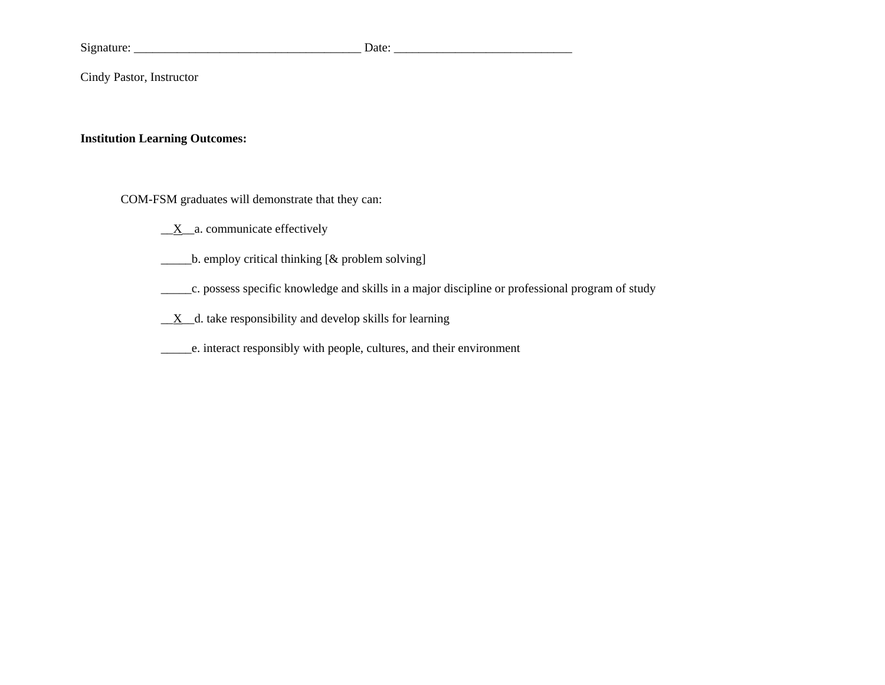Signature: ____________________________________ Date: ____________________________

Cindy Pastor, Instructor

**Institution Learning Outcomes:**

COM-FSM graduates will demonstrate that they can:

__X__a. communicate effectively

_____b. employ critical thinking [& problem solving]

_____c. possess specific knowledge and skills in a major discipline or professional program of study

__X__d. take responsibility and develop skills for learning

_____e. interact responsibly with people, cultures, and their environment